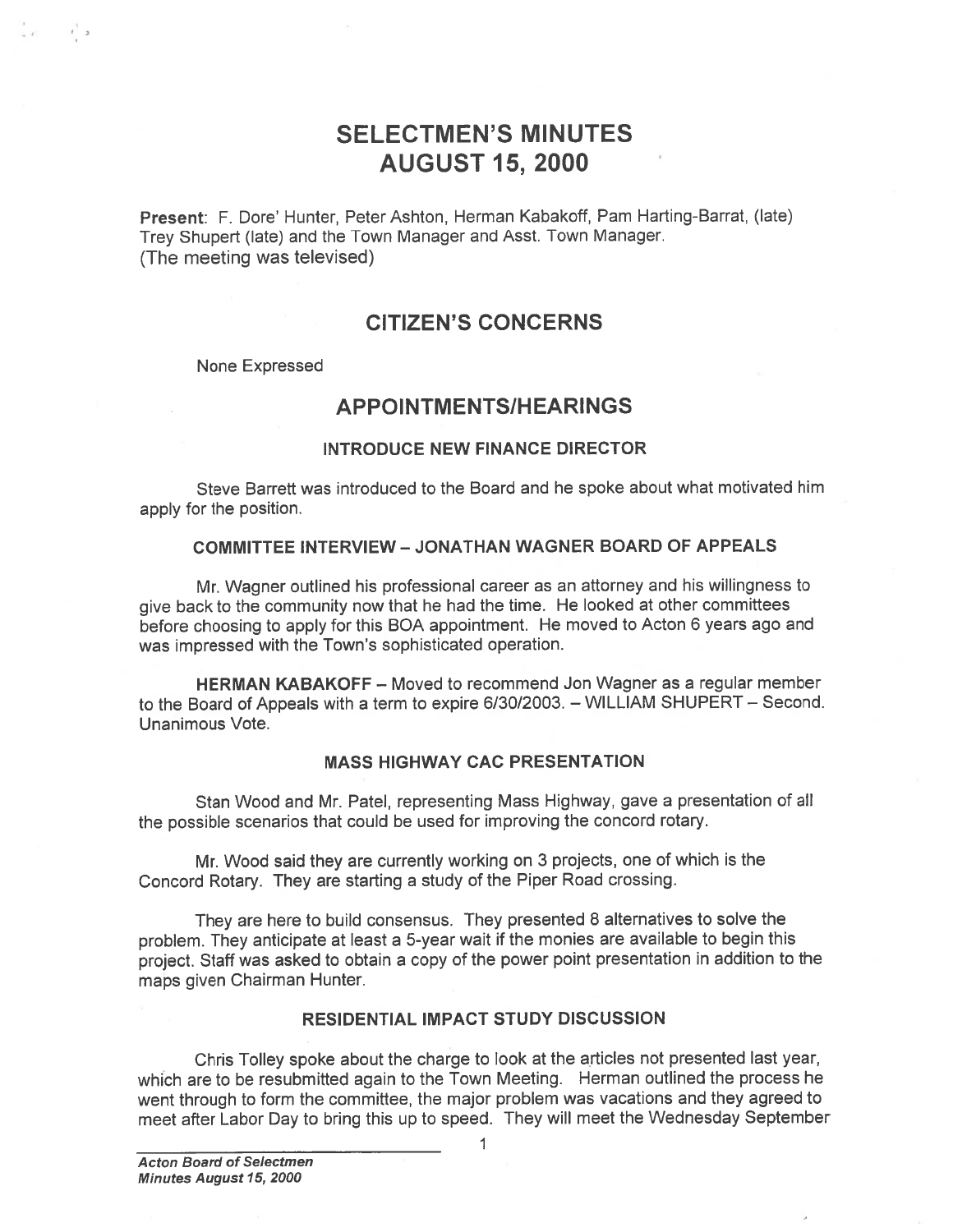# SELECTMEN'S MINUTES
# AUGUST 15, 2000

**Present**: F. Dore' Hunter, Peter Ashton, Herman Kabakoff, Pam Harting-Barrat, (late) Trey Shupert (late) and the Town Manager and Asst. Town Manager.
(The meeting was televised)

## CITIZEN'S CONCERNS

None Expressed

## APPOINTMENTS/HEARINGS

### INTRODUCE NEW FINANCE DIRECTOR

Steve Barrett was introduced to the Board and he spoke about what motivated him apply for the position.

### COMMITTEE INTERVIEW – JONATHAN WAGNER BOARD OF APPEALS

Mr. Wagner outlined his professional career as an attorney and his willingness to give back to the community now that he had the time. He looked at other committees before choosing to apply for this BOA appointment. He moved to Acton 6 years ago and was impressed with the Town's sophisticated operation.

**HERMAN KABAKOFF** – Moved to recommend Jon Wagner as a regular member to the Board of Appeals with a term to expire 6/30/2003. – WILLIAM SHUPERT – Second. Unanimous Vote.

### MASS HIGHWAY CAC PRESENTATION

Stan Wood and Mr. Patel, representing Mass Highway, gave a presentation of all the possible scenarios that could be used for improving the concord rotary.

Mr. Wood said they are currently working on 3 projects, one of which is the Concord Rotary. They are starting a study of the Piper Road crossing.

They are here to build consensus. They presented 8 alternatives to solve the problem. They anticipate at least a 5-year wait if the monies are available to begin this project. Staff was asked to obtain a copy of the power point presentation in addition to the maps given Chairman Hunter.

### RESIDENTIAL IMPACT STUDY DISCUSSION

Chris Tolley spoke about the charge to look at the articles not presented last year, which are to be resubmitted again to the Town Meeting. Herman outlined the process he went through to form the committee, the major problem was vacations and they agreed to meet after Labor Day to bring this up to speed. They will meet the Wednesday September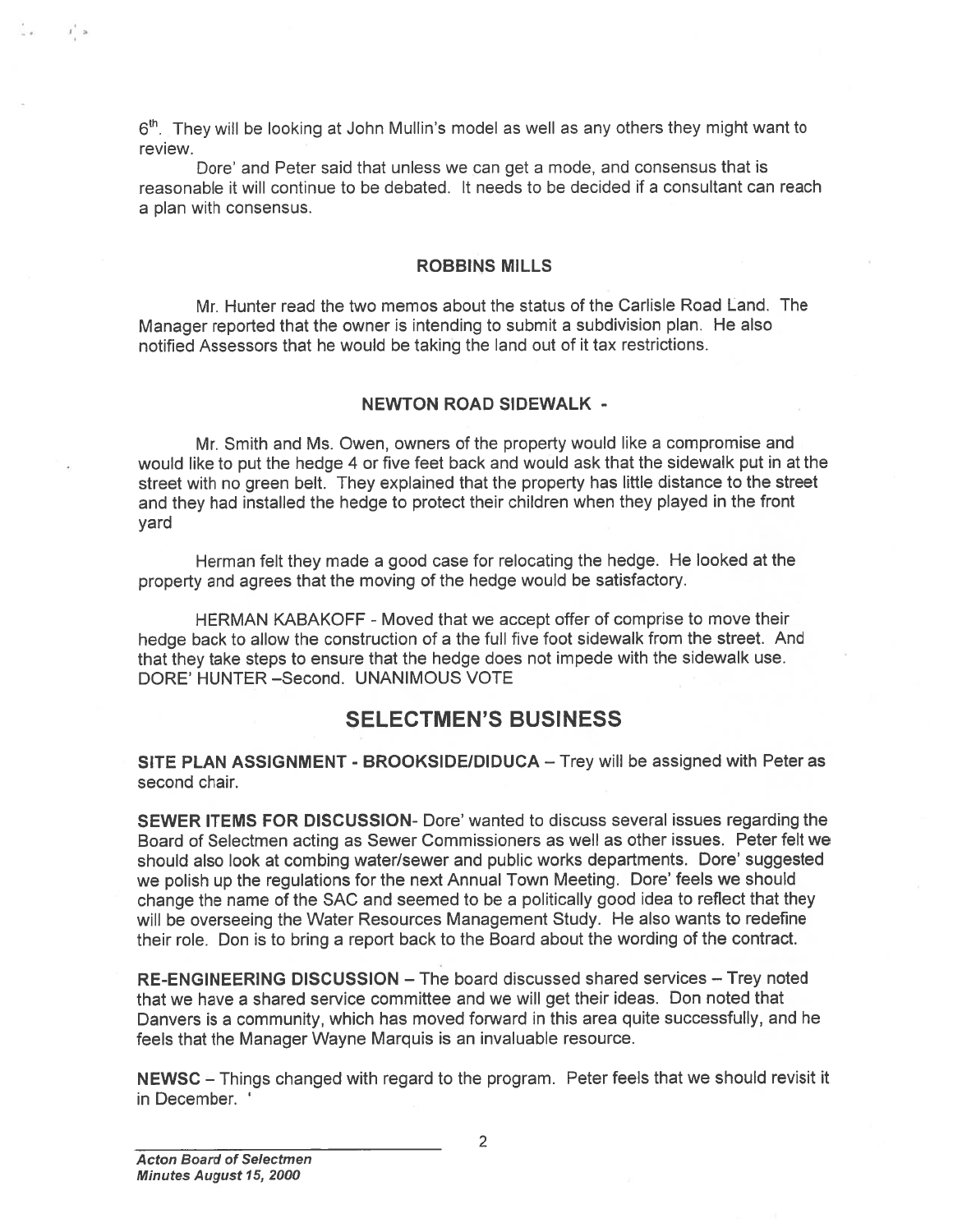6th. They will be looking at John Mullin's model as well as any others they might want to review.

Dore' and Peter said that unless we can get a mode, and consensus that is reasonable it will continue to be debated. It needs to be decided if a consultant can reach a plan with consensus.

## ROBBINS MILLS

Mr. Hunter read the two memos about the status of the Carlisle Road Land. The Manager reported that the owner is intending to submit a subdivision plan. He also notified Assessors that he would be taking the land out of it tax restrictions.

## NEWTON ROAD SIDEWALK -

Mr. Smith and Ms. Owen, owners of the property would like a compromise and would like to put the hedge 4 or five feet back and would ask that the sidewalk put in at the street with no green belt. They explained that the property has little distance to the street and they had installed the hedge to protect their children when they played in the front yard

Herman felt they made a good case for relocating the hedge. He looked at the property and agrees that the moving of the hedge would be satisfactory.

HERMAN KABAKOFF - Moved that we accept offer of comprise to move their hedge back to allow the construction of a the full five foot sidewalk from the street. And that they take steps to ensure that the hedge does not impede with the sidewalk use. DORE' HUNTER –Second. UNANIMOUS VOTE

# SELECTMEN'S BUSINESS

**SITE PLAN ASSIGNMENT - BROOKSIDE/DIDUCA** – Trey will be assigned with Peter as second chair.

**SEWER ITEMS FOR DISCUSSION**- Dore' wanted to discuss several issues regarding the Board of Selectmen acting as Sewer Commissioners as well as other issues. Peter felt we should also look at combing water/sewer and public works departments. Dore' suggested we polish up the regulations for the next Annual Town Meeting. Dore' feels we should change the name of the SAC and seemed to be a politically good idea to reflect that they will be overseeing the Water Resources Management Study. He also wants to redefine their role. Don is to bring a report back to the Board about the wording of the contract.

**RE-ENGINEERING DISCUSSION** – The board discussed shared services – Trey noted that we have a shared service committee and we will get their ideas. Don noted that Danvers is a community, which has moved forward in this area quite successfully, and he feels that the Manager Wayne Marquis is an invaluable resource.

**NEWSC** – Things changed with regard to the program. Peter feels that we should revisit it in December. '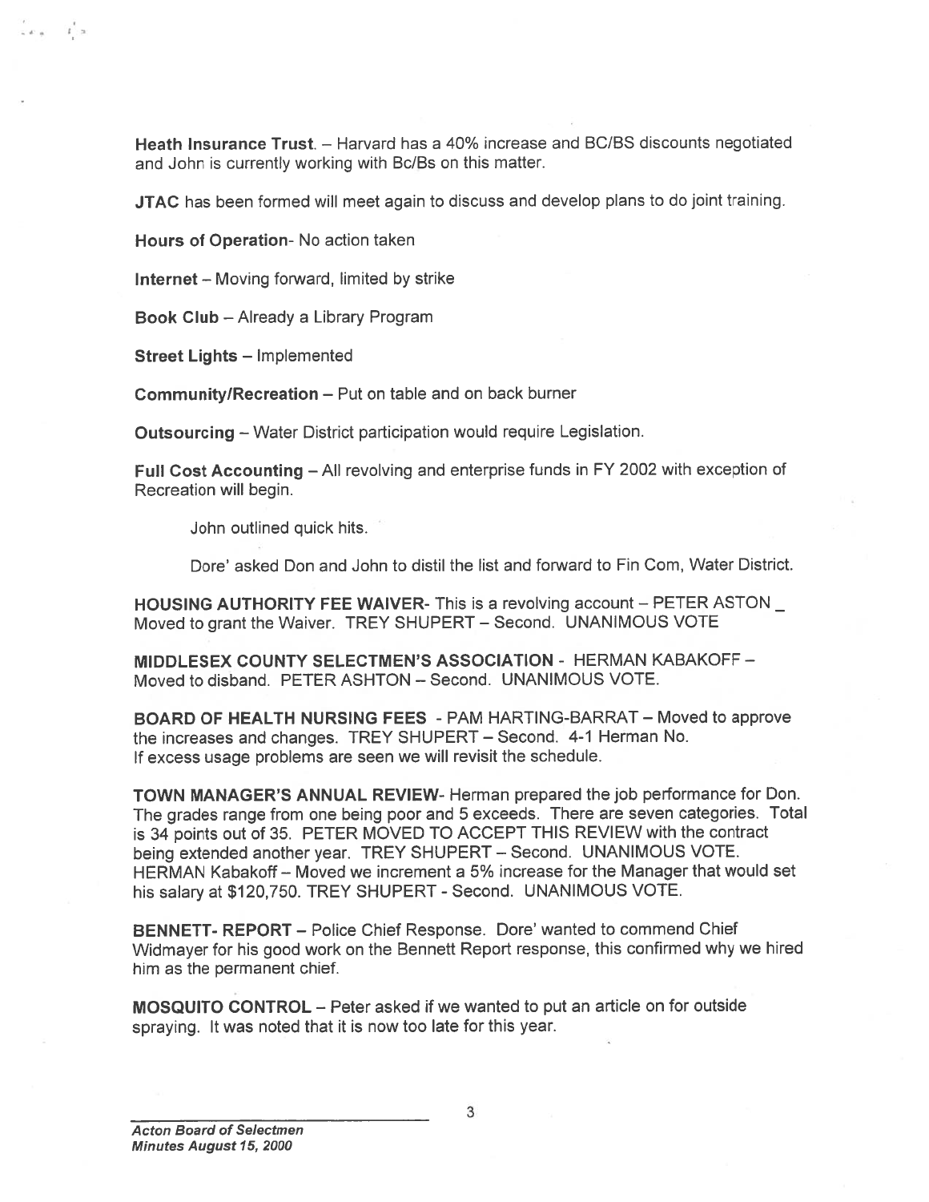**Heath Insurance Trust**. – Harvard has a 40% increase and BC/BS discounts negotiated and John is currently working with Bc/Bs on this matter.

**JTAC** has been formed will meet again to discuss and develop plans to do joint training.

**Hours of Operation**- No action taken

**Internet** – Moving forward, limited by strike

**Book Club** – Already a Library Program

**Street Lights** – Implemented

**Community/Recreation** – Put on table and on back burner

**Outsourcing** – Water District participation would require Legislation.

**Full Cost Accounting** – All revolving and enterprise funds in FY 2002 with exception of Recreation will begin.

John outlined quick hits.

Dore' asked Don and John to distil the list and forward to Fin Com, Water District.

**HOUSING AUTHORITY FEE WAIVER**- This is a revolving account – PETER ASTON _ Moved to grant the Waiver. TREY SHUPERT – Second. UNANIMOUS VOTE

**MIDDLESEX COUNTY SELECTMEN'S ASSOCIATION** - HERMAN KABAKOFF – Moved to disband. PETER ASHTON – Second. UNANIMOUS VOTE.

**BOARD OF HEALTH NURSING FEES** - PAM HARTING-BARRAT – Moved to approve the increases and changes. TREY SHUPERT – Second. 4-1 Herman No. If excess usage problems are seen we will revisit the schedule.

**TOWN MANAGER'S ANNUAL REVIEW**- Herman prepared the job performance for Don. The grades range from one being poor and 5 exceeds. There are seven categories. Total is 34 points out of 35. PETER MOVED TO ACCEPT THIS REVIEW with the contract being extended another year. TREY SHUPERT – Second. UNANIMOUS VOTE. HERMAN Kabakoff – Moved we increment a 5% increase for the Manager that would set his salary at $120,750. TREY SHUPERT - Second. UNANIMOUS VOTE.

**BENNETT- REPORT** – Police Chief Response. Dore' wanted to commend Chief Widmayer for his good work on the Bennett Report response, this confirmed why we hired him as the permanent chief.

**MOSQUITO CONTROL** – Peter asked if we wanted to put an article on for outside spraying. It was noted that it is now too late for this year.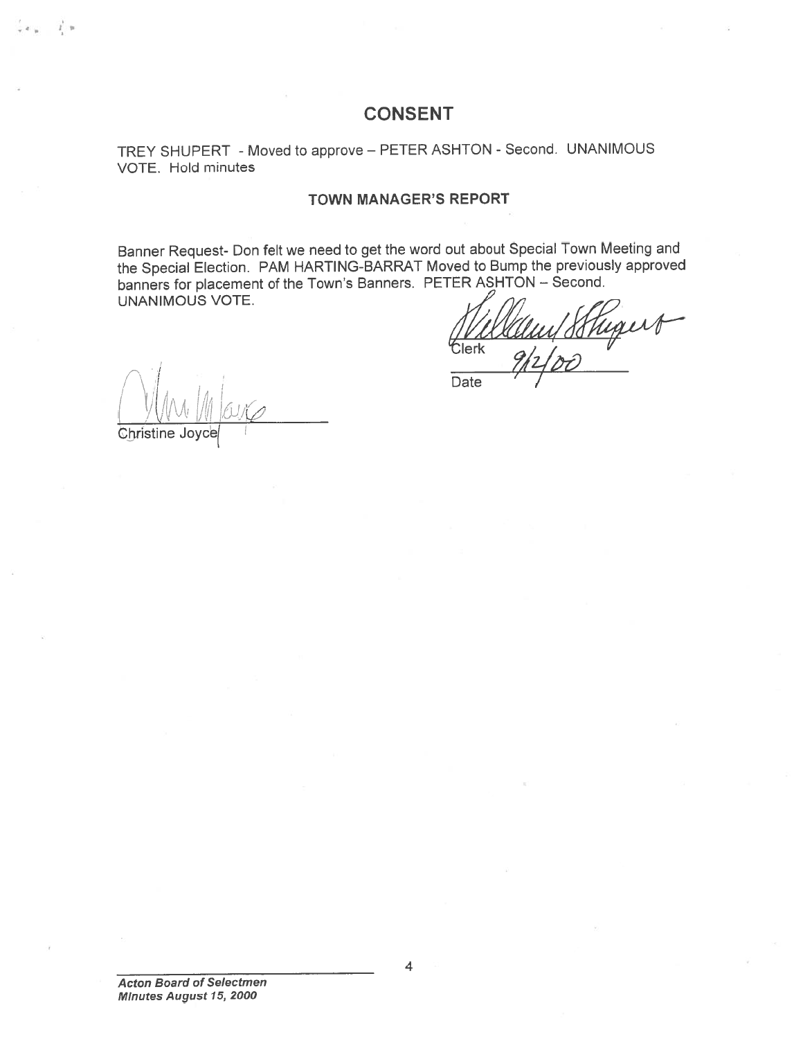## CONSENT

TREY SHUPERT - Moved to approve – PETER ASHTON - Second. UNANIMOUS VOTE. Hold minutes

### TOWN MANAGER'S REPORT

Banner Request- Don felt we need to get the word out about Special Town Meeting and the Special Election. PAM HARTING-BARRAT Moved to Bump the previously approved banners for placement of the Town's Banners. PETER ASHTON – Second. UNANIMOUS VOTE.

Clerk

Date 9/12/00

Christine Joyce

*Acton Board of Selectmen*
*Minutes August 15, 2000*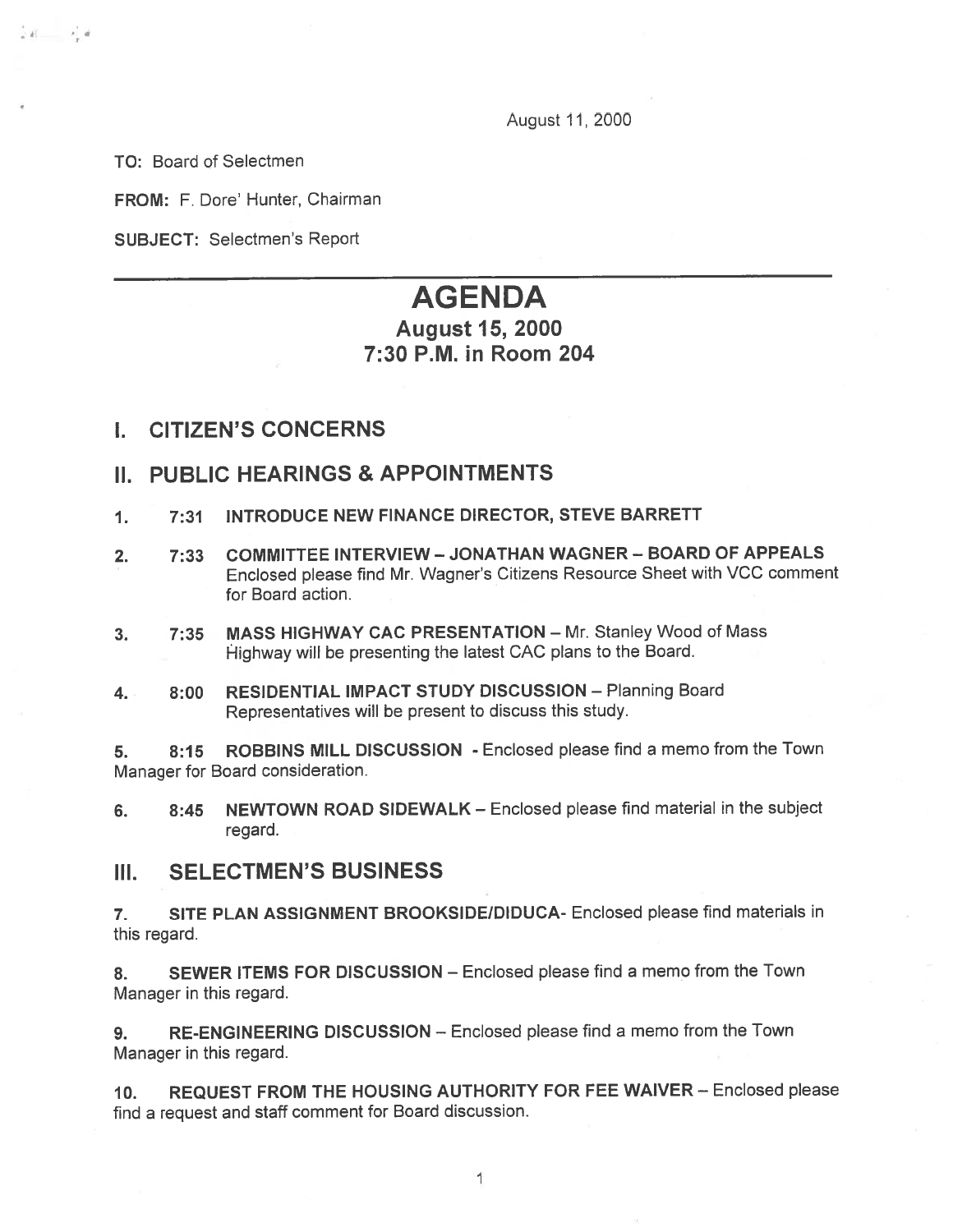August 11, 2000

TO: Board of Selectmen

FROM: F. Dore' Hunter, Chairman

SUBJECT: Selectmen's Report

# AGENDA

## August 15, 2000
## 7:30 P.M. in Room 204

## I. CITIZEN'S CONCERNS

## II. PUBLIC HEARINGS & APPOINTMENTS

1. 7:31 **INTRODUCE NEW FINANCE DIRECTOR, STEVE BARRETT**

2. 7:33 **COMMITTEE INTERVIEW – JONATHAN WAGNER – BOARD OF APPEALS** Enclosed please find Mr. Wagner's Citizens Resource Sheet with VCC comment for Board action.

3. 7:35 **MASS HIGHWAY CAC PRESENTATION** – Mr. Stanley Wood of Mass Highway will be presenting the latest CAC plans to the Board.

4. 8:00 **RESIDENTIAL IMPACT STUDY DISCUSSION** – Planning Board Representatives will be present to discuss this study.

5. 8:15 **ROBBINS MILL DISCUSSION** - Enclosed please find a memo from the Town Manager for Board consideration.

6. 8:45 **NEWTOWN ROAD SIDEWALK** – Enclosed please find material in the subject regard.

## III. SELECTMEN'S BUSINESS

7. **SITE PLAN ASSIGNMENT BROOKSIDE/DIDUCA**- Enclosed please find materials in this regard.

8. **SEWER ITEMS FOR DISCUSSION** – Enclosed please find a memo from the Town Manager in this regard.

9. **RE-ENGINEERING DISCUSSION** – Enclosed please find a memo from the Town Manager in this regard.

10. **REQUEST FROM THE HOUSING AUTHORITY FOR FEE WAIVER** – Enclosed please find a request and staff comment for Board discussion.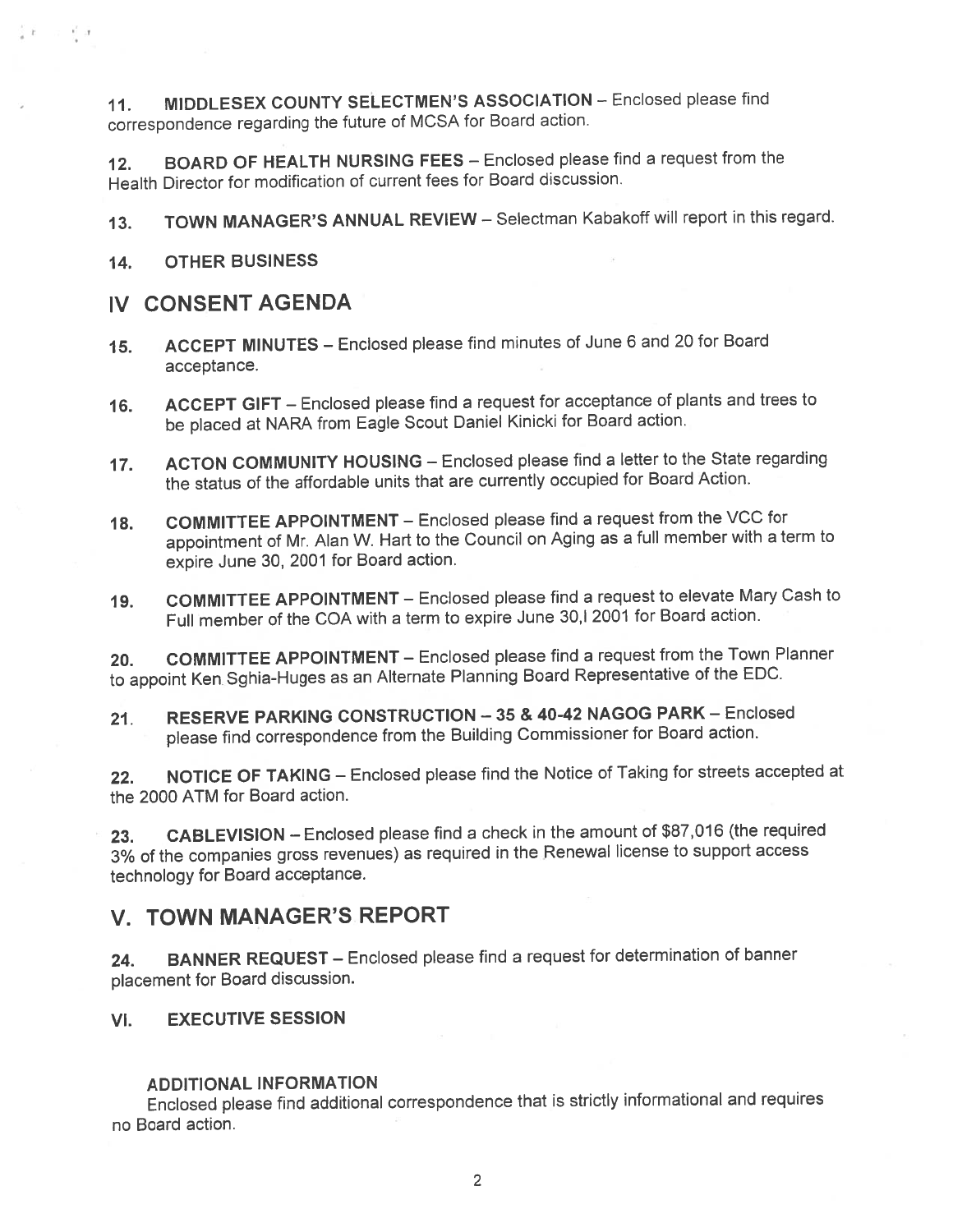11. **MIDDLESEX COUNTY SELECTMEN'S ASSOCIATION** – Enclosed please find correspondence regarding the future of MCSA for Board action.

12. **BOARD OF HEALTH NURSING FEES** – Enclosed please find a request from the Health Director for modification of current fees for Board discussion.

13. **TOWN MANAGER'S ANNUAL REVIEW** – Selectman Kabakoff will report in this regard.

14. **OTHER BUSINESS**

## IV CONSENT AGENDA

15. **ACCEPT MINUTES** – Enclosed please find minutes of June 6 and 20 for Board acceptance.

16. **ACCEPT GIFT** – Enclosed please find a request for acceptance of plants and trees to be placed at NARA from Eagle Scout Daniel Kinicki for Board action.

17. **ACTON COMMUNITY HOUSING** – Enclosed please find a letter to the State regarding the status of the affordable units that are currently occupied for Board Action.

18. **COMMITTEE APPOINTMENT** – Enclosed please find a request from the VCC for appointment of Mr. Alan W. Hart to the Council on Aging as a full member with a term to expire June 30, 2001 for Board action.

19. **COMMITTEE APPOINTMENT** – Enclosed please find a request to elevate Mary Cash to Full member of the COA with a term to expire June 30,l 2001 for Board action.

20. **COMMITTEE APPOINTMENT** – Enclosed please find a request from the Town Planner to appoint Ken Sghia-Huges as an Alternate Planning Board Representative of the EDC.

21. **RESERVE PARKING CONSTRUCTION – 35 & 40-42 NAGOG PARK** – Enclosed please find correspondence from the Building Commissioner for Board action.

22. **NOTICE OF TAKING** – Enclosed please find the Notice of Taking for streets accepted at the 2000 ATM for Board action.

23. **CABLEVISION** – Enclosed please find a check in the amount of $87,016 (the required 3% of the companies gross revenues) as required in the Renewal license to support access technology for Board acceptance.

## V. TOWN MANAGER'S REPORT

24. **BANNER REQUEST** – Enclosed please find a request for determination of banner placement for Board discussion.

## VI. EXECUTIVE SESSION

**ADDITIONAL INFORMATION**

Enclosed please find additional correspondence that is strictly informational and requires no Board action.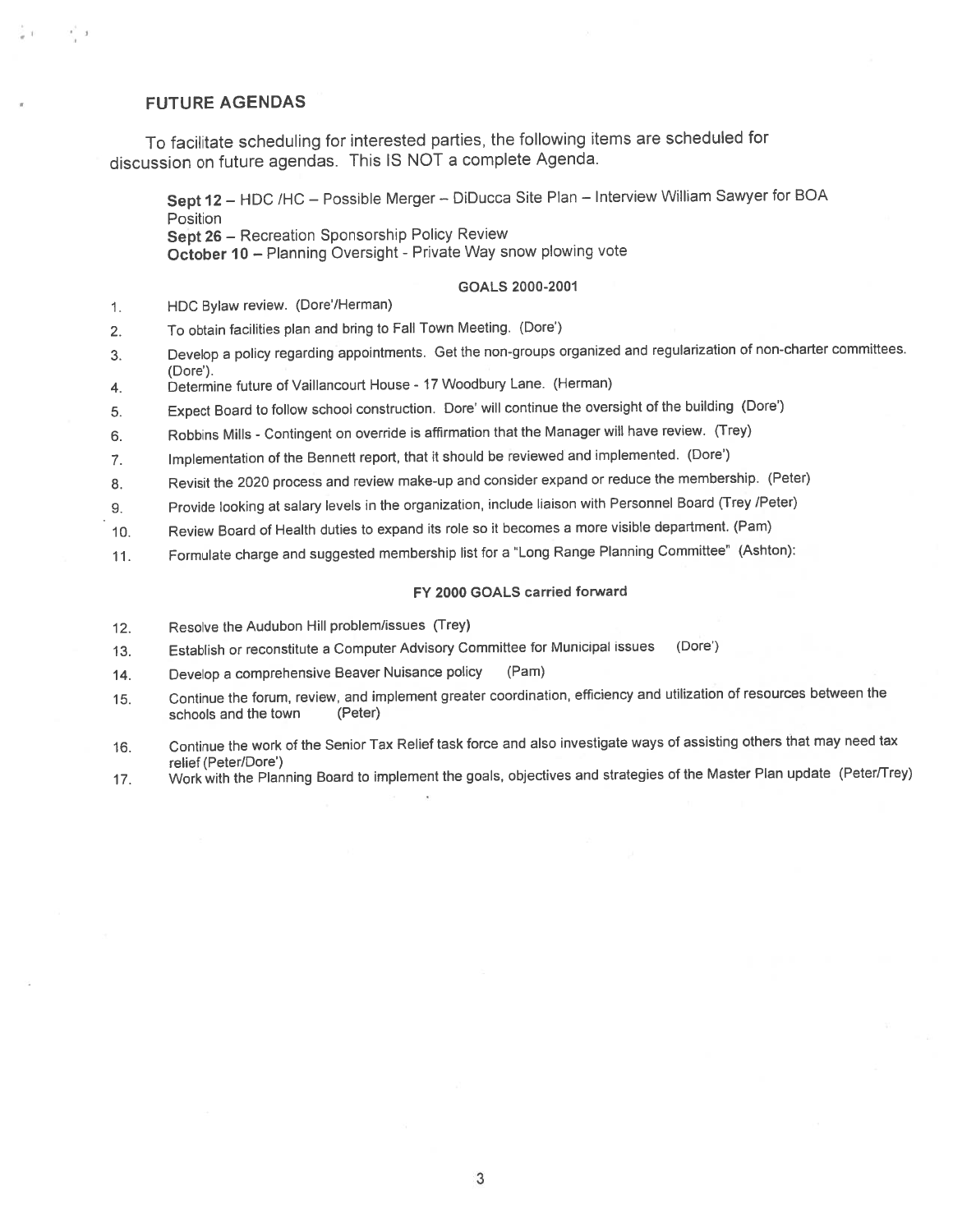## FUTURE AGENDAS

To facilitate scheduling for interested parties, the following items are scheduled for discussion on future agendas. This IS NOT a complete Agenda.

> **Sept 12** – HDC /HC – Possible Merger – DiDucca Site Plan – Interview William Sawyer for BOA Position
> **Sept 26** – Recreation Sponsorship Policy Review
> **October 10** – Planning Oversight - Private Way snow plowing vote

### GOALS 2000-2001

1. HDC Bylaw review. (Dore'/Herman)
2. To obtain facilities plan and bring to Fall Town Meeting. (Dore')
3. Develop a policy regarding appointments. Get the non-groups organized and regularization of non-charter committees. (Dore').
4. Determine future of Vaillancourt House - 17 Woodbury Lane. (Herman)
5. Expect Board to follow school construction. Dore' will continue the oversight of the building (Dore')
6. Robbins Mills - Contingent on override is affirmation that the Manager will have review. (Trey)
7. Implementation of the Bennett report, that it should be reviewed and implemented. (Dore')
8. Revisit the 2020 process and review make-up and consider expand or reduce the membership. (Peter)
9. Provide looking at salary levels in the organization, include liaison with Personnel Board (Trey /Peter)
10. Review Board of Health duties to expand its role so it becomes a more visible department. (Pam)
11. Formulate charge and suggested membership list for a "Long Range Planning Committee" (Ashton):

### FY 2000 GOALS carried forward

12. Resolve the Audubon Hill problem/issues (Trey)
13. Establish or reconstitute a Computer Advisory Committee for Municipal issues (Dore')
14. Develop a comprehensive Beaver Nuisance policy (Pam)
15. Continue the forum, review, and implement greater coordination, efficiency and utilization of resources between the schools and the town (Peter)
16. Continue the work of the Senior Tax Relief task force and also investigate ways of assisting others that may need tax relief (Peter/Dore')
17. Work with the Planning Board to implement the goals, objectives and strategies of the Master Plan update (Peter/Trey)